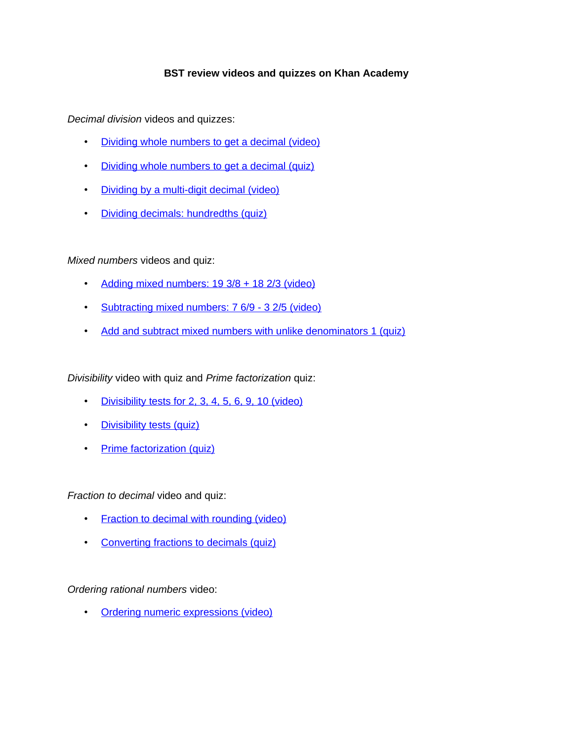# BST review videos and quizzes on Khan Academy

*Decimal division* videos and quizzes:

- Dividing whole numbers to get a decimal (video)
- Dividing whole numbers to get a decimal (quiz)
- Dividing by a multi-digit decimal (video)
- Dividing decimals: hundredths (quiz)

*Mixed numbers* videos and quiz:

- Adding mixed numbers: 19 3/8 + 18 2/3 (video)
- Subtracting mixed numbers: 7 6/9 - 3 2/5 (video)
- Add and subtract mixed numbers with unlike denominators 1 (quiz)

*Divisibility* video with quiz and *Prime factorization* quiz:

- Divisibility tests for 2, 3, 4, 5, 6, 9, 10 (video)
- Divisibility tests (quiz)
- Prime factorization (quiz)

*Fraction to decimal* video and quiz:

- Fraction to decimal with rounding (video)
- Converting fractions to decimals (quiz)

*Ordering rational numbers* video:

- Ordering numeric expressions (video)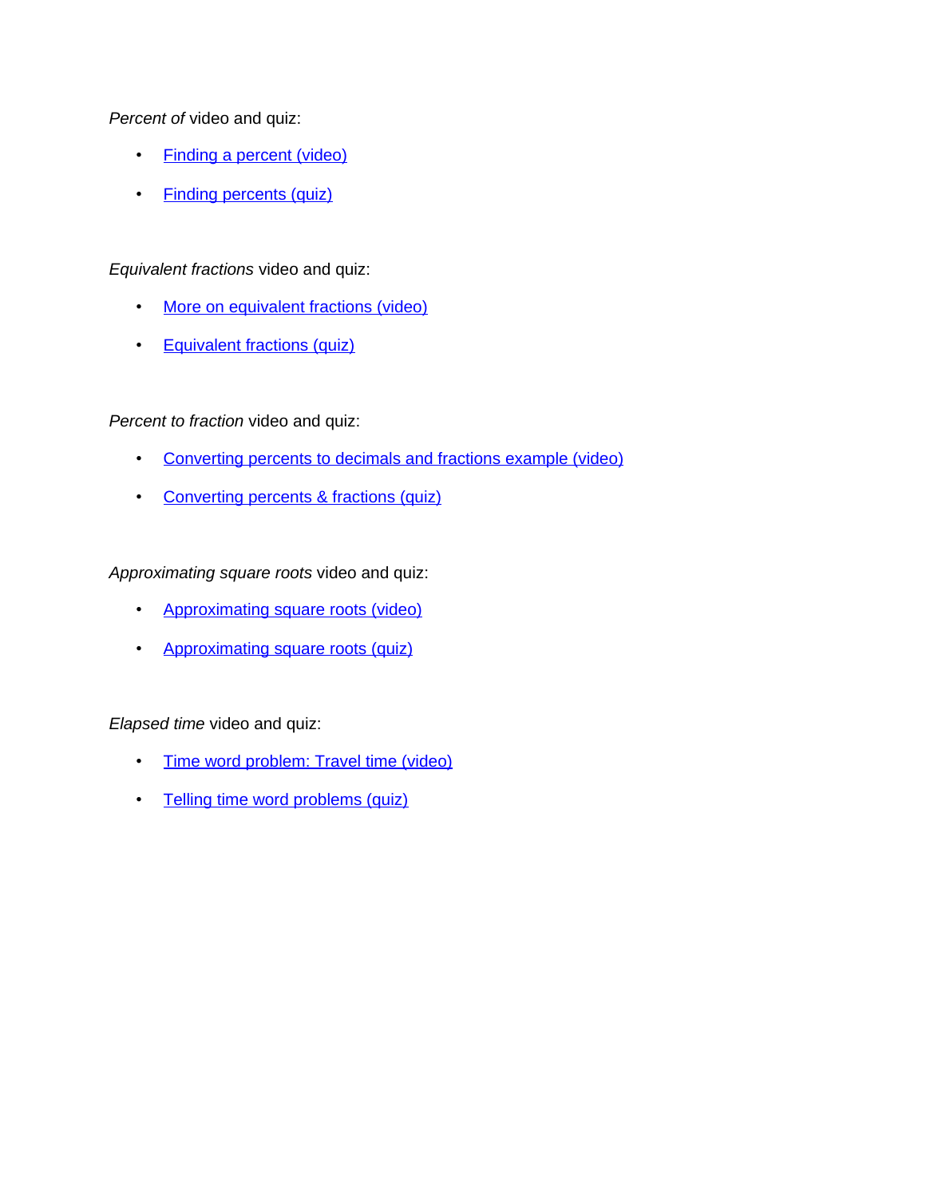*Percent of* video and quiz:

- Finding a percent (video)
- Finding percents (quiz)

*Equivalent fractions* video and quiz:

- More on equivalent fractions (video)
- Equivalent fractions (quiz)

*Percent to fraction* video and quiz:

- Converting percents to decimals and fractions example (video)
- Converting percents & fractions (quiz)

*Approximating square roots* video and quiz:

- Approximating square roots (video)
- Approximating square roots (quiz)

*Elapsed time* video and quiz:

- Time word problem: Travel time (video)
- Telling time word problems (quiz)